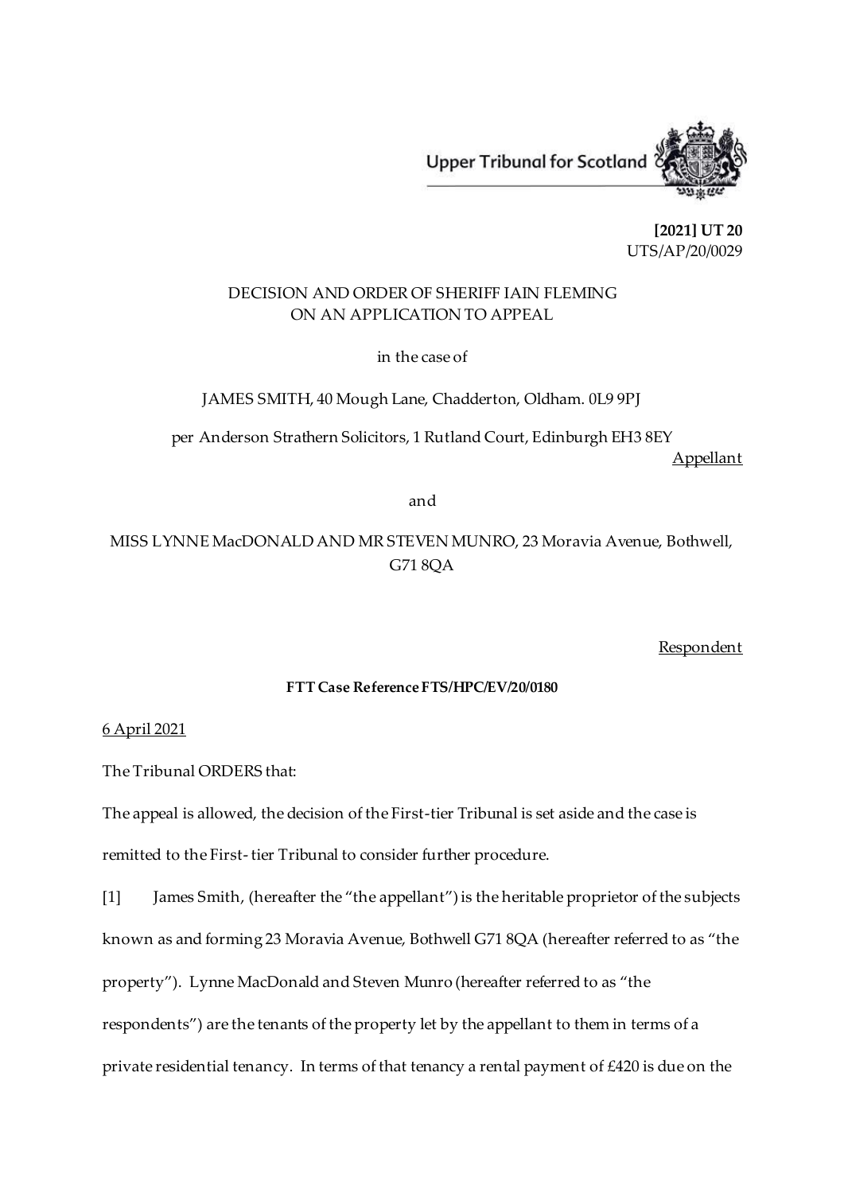Upper Tribunal for Scotland

**[2021] UT 20**
UTS/AP/20/0029

DECISION AND ORDER OF SHERIFF IAIN FLEMING
ON AN APPLICATION TO APPEAL

in the case of

JAMES SMITH, 40 Mough Lane, Chadderton, Oldham. 0L9 9PJ

per Anderson Strathern Solicitors, 1 Rutland Court, Edinburgh EH3 8EY

Appellant

and

MISS LYNNE MacDONALD AND MR STEVEN MUNRO, 23 Moravia Avenue, Bothwell, G71 8QA

Respondent

**FTT Case Reference FTS/HPC/EV/20/0180**

6 April 2021

The Tribunal ORDERS that:

The appeal is allowed, the decision of the First-tier Tribunal is set aside and the case is remitted to the First- tier Tribunal to consider further procedure.

[1] James Smith, (hereafter the "the appellant") is the heritable proprietor of the subjects known as and forming 23 Moravia Avenue, Bothwell G71 8QA (hereafter referred to as "the property"). Lynne MacDonald and Steven Munro (hereafter referred to as "the respondents") are the tenants of the property let by the appellant to them in terms of a private residential tenancy. In terms of that tenancy a rental payment of £420 is due on the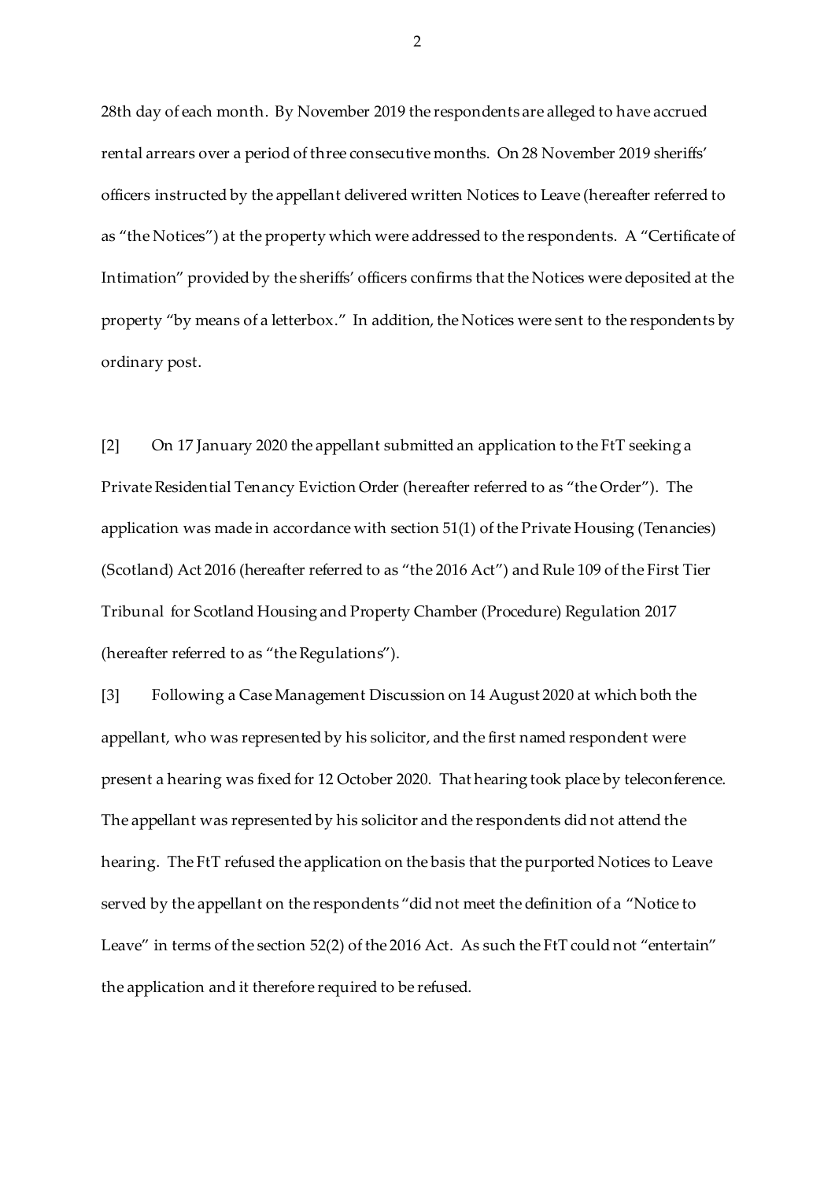28th day of each month. By November 2019 the respondents are alleged to have accrued rental arrears over a period of three consecutive months. On 28 November 2019 sheriffs' officers instructed by the appellant delivered written Notices to Leave (hereafter referred to as "the Notices") at the property which were addressed to the respondents. A "Certificate of Intimation" provided by the sheriffs' officers confirms that the Notices were deposited at the property "by means of a letterbox." In addition, the Notices were sent to the respondents by ordinary post.

[2] On 17 January 2020 the appellant submitted an application to the FtT seeking a Private Residential Tenancy Eviction Order (hereafter referred to as "the Order"). The application was made in accordance with section 51(1) of the Private Housing (Tenancies) (Scotland) Act 2016 (hereafter referred to as "the 2016 Act") and Rule 109 of the First Tier Tribunal for Scotland Housing and Property Chamber (Procedure) Regulation 2017 (hereafter referred to as "the Regulations").

[3] Following a Case Management Discussion on 14 August 2020 at which both the appellant, who was represented by his solicitor, and the first named respondent were present a hearing was fixed for 12 October 2020. That hearing took place by teleconference. The appellant was represented by his solicitor and the respondents did not attend the hearing. The FtT refused the application on the basis that the purported Notices to Leave served by the appellant on the respondents "did not meet the definition of a "Notice to Leave" in terms of the section 52(2) of the 2016 Act. As such the FtT could not "entertain" the application and it therefore required to be refused.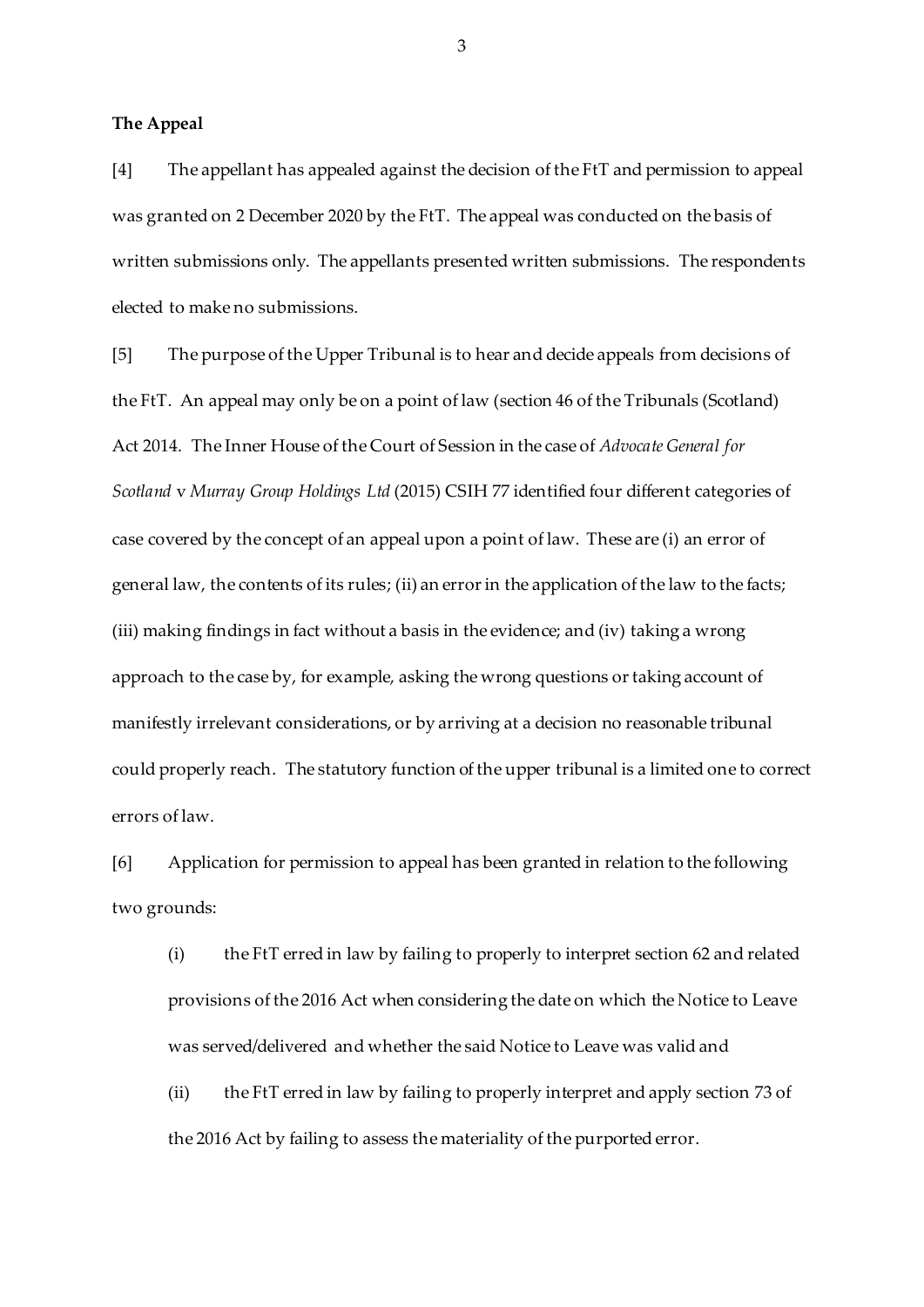**The Appeal**

[4] The appellant has appealed against the decision of the FtT and permission to appeal was granted on 2 December 2020 by the FtT. The appeal was conducted on the basis of written submissions only. The appellants presented written submissions. The respondents elected to make no submissions.

[5] The purpose of the Upper Tribunal is to hear and decide appeals from decisions of the FtT. An appeal may only be on a point of law (section 46 of the Tribunals (Scotland) Act 2014. The Inner House of the Court of Session in the case of *Advocate General for Scotland* v *Murray Group Holdings Ltd* (2015) CSIH 77 identified four different categories of case covered by the concept of an appeal upon a point of law. These are (i) an error of general law, the contents of its rules; (ii) an error in the application of the law to the facts; (iii) making findings in fact without a basis in the evidence; and (iv) taking a wrong approach to the case by, for example, asking the wrong questions or taking account of manifestly irrelevant considerations, or by arriving at a decision no reasonable tribunal could properly reach. The statutory function of the upper tribunal is a limited one to correct errors of law.

[6] Application for permission to appeal has been granted in relation to the following two grounds:

> (i) the FtT erred in law by failing to properly to interpret section 62 and related provisions of the 2016 Act when considering the date on which the Notice to Leave was served/delivered and whether the said Notice to Leave was valid and
>
> (ii) the FtT erred in law by failing to properly interpret and apply section 73 of the 2016 Act by failing to assess the materiality of the purported error.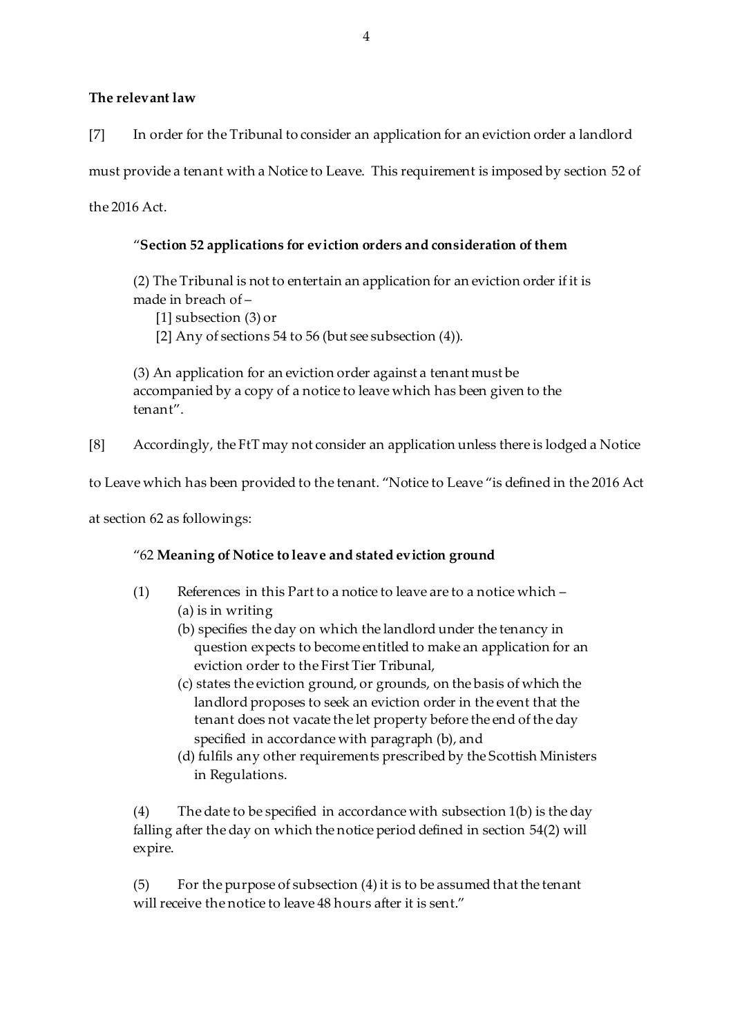**The relevant law**

[7] In order for the Tribunal to consider an application for an eviction order a landlord must provide a tenant with a Notice to Leave. This requirement is imposed by section 52 of the 2016 Act.

> "**Section 52 applications for eviction orders and consideration of them**
>
> (2) The Tribunal is not to entertain an application for an eviction order if it is made in breach of –
>
> [1] subsection (3) or
>
> [2] Any of sections 54 to 56 (but see subsection (4)).
>
> (3) An application for an eviction order against a tenant must be accompanied by a copy of a notice to leave which has been given to the tenant".

[8] Accordingly, the FtT may not consider an application unless there is lodged a Notice to Leave which has been provided to the tenant. "Notice to Leave "is defined in the 2016 Act at section 62 as followings:

> "62 **Meaning of Notice to leave and stated eviction ground**
>
> (1) References in this Part to a notice to leave are to a notice which –
>
> (a) is in writing
>
> (b) specifies the day on which the landlord under the tenancy in question expects to become entitled to make an application for an eviction order to the First Tier Tribunal,
>
> (c) states the eviction ground, or grounds, on the basis of which the landlord proposes to seek an eviction order in the event that the tenant does not vacate the let property before the end of the day specified in accordance with paragraph (b), and
>
> (d) fulfils any other requirements prescribed by the Scottish Ministers in Regulations.
>
> (4) The date to be specified in accordance with subsection 1(b) is the day falling after the day on which the notice period defined in section 54(2) will expire.
>
> (5) For the purpose of subsection (4) it is to be assumed that the tenant will receive the notice to leave 48 hours after it is sent."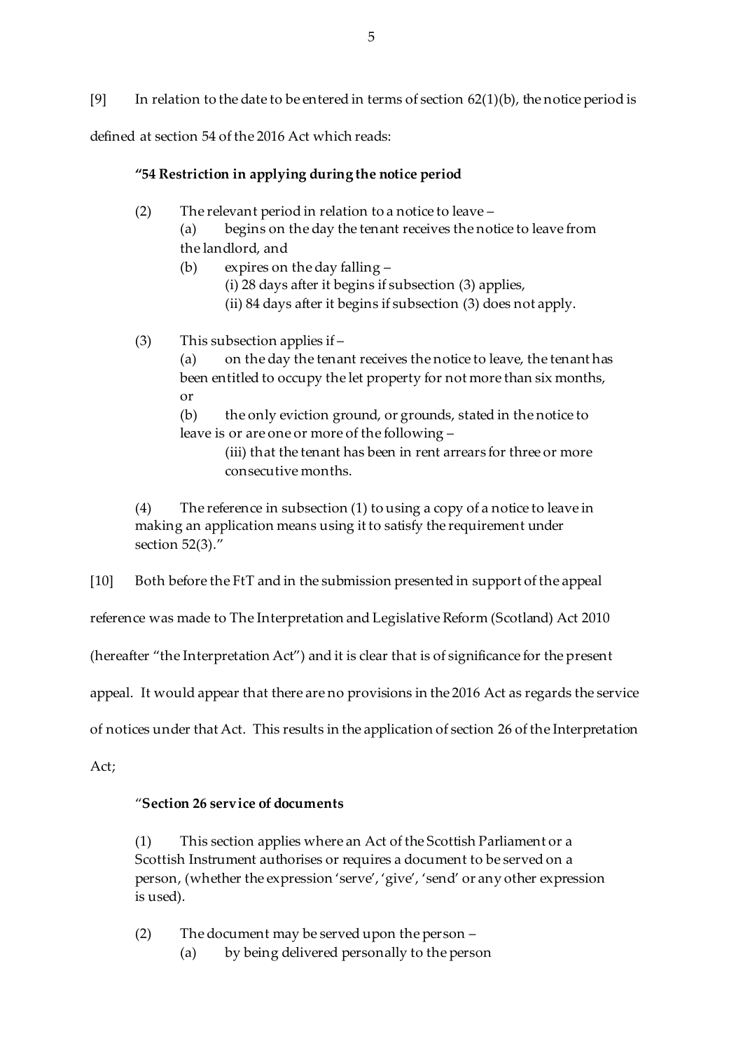[9] In relation to the date to be entered in terms of section 62(1)(b), the notice period is defined at section 54 of the 2016 Act which reads:

> **"54 Restriction in applying during the notice period**
>
> (2) The relevant period in relation to a notice to leave –
>
> (a) begins on the day the tenant receives the notice to leave from the landlord, and
>
> (b) expires on the day falling –
>
> (i) 28 days after it begins if subsection (3) applies,
>
> (ii) 84 days after it begins if subsection (3) does not apply.
>
> (3) This subsection applies if –
>
> (a) on the day the tenant receives the notice to leave, the tenant has been entitled to occupy the let property for not more than six months, or
>
> (b) the only eviction ground, or grounds, stated in the notice to leave is or are one or more of the following –
>
> (iii) that the tenant has been in rent arrears for three or more consecutive months.
>
> (4) The reference in subsection (1) to using a copy of a notice to leave in making an application means using it to satisfy the requirement under section 52(3)."

[10] Both before the FtT and in the submission presented in support of the appeal reference was made to The Interpretation and Legislative Reform (Scotland) Act 2010 (hereafter "the Interpretation Act") and it is clear that is of significance for the present appeal. It would appear that there are no provisions in the 2016 Act as regards the service of notices under that Act. This results in the application of section 26 of the Interpretation Act;

> "**Section 26 service of documents**
>
> (1) This section applies where an Act of the Scottish Parliament or a Scottish Instrument authorises or requires a document to be served on a person, (whether the expression 'serve', 'give', 'send' or any other expression is used).
>
> (2) The document may be served upon the person –
>
> (a) by being delivered personally to the person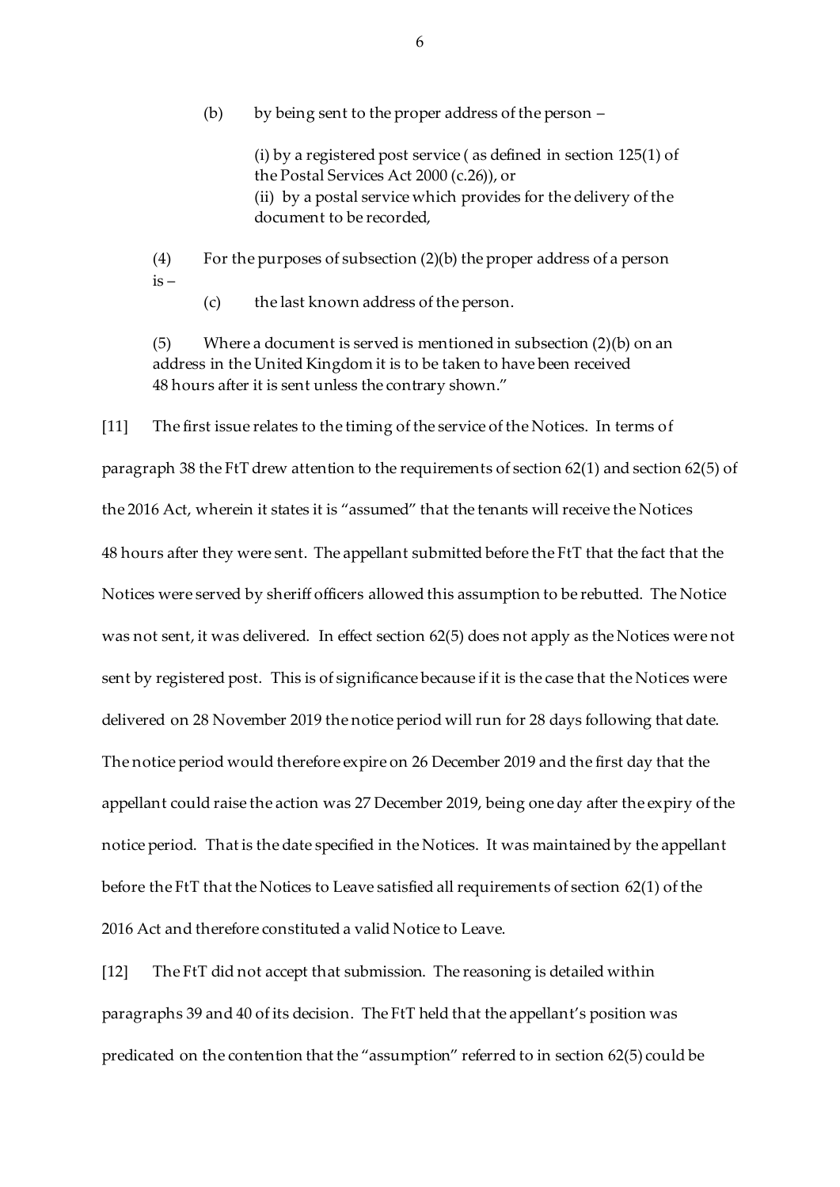(b) by being sent to the proper address of the person –

(i) by a registered post service ( as defined in section 125(1) of the Postal Services Act 2000 (c.26)), or
(ii) by a postal service which provides for the delivery of the document to be recorded,

(4) For the purposes of subsection (2)(b) the proper address of a person is –

(c) the last known address of the person.

(5) Where a document is served is mentioned in subsection (2)(b) on an address in the United Kingdom it is to be taken to have been received 48 hours after it is sent unless the contrary shown."

[11] The first issue relates to the timing of the service of the Notices. In terms of paragraph 38 the FtT drew attention to the requirements of section 62(1) and section 62(5) of the 2016 Act, wherein it states it is "assumed" that the tenants will receive the Notices 48 hours after they were sent. The appellant submitted before the FtT that the fact that the Notices were served by sheriff officers allowed this assumption to be rebutted. The Notice was not sent, it was delivered. In effect section 62(5) does not apply as the Notices were not sent by registered post. This is of significance because if it is the case that the Notices were delivered on 28 November 2019 the notice period will run for 28 days following that date. The notice period would therefore expire on 26 December 2019 and the first day that the appellant could raise the action was 27 December 2019, being one day after the expiry of the notice period. That is the date specified in the Notices. It was maintained by the appellant before the FtT that the Notices to Leave satisfied all requirements of section 62(1) of the 2016 Act and therefore constituted a valid Notice to Leave.

[12] The FtT did not accept that submission. The reasoning is detailed within paragraphs 39 and 40 of its decision. The FtT held that the appellant's position was predicated on the contention that the "assumption" referred to in section 62(5) could be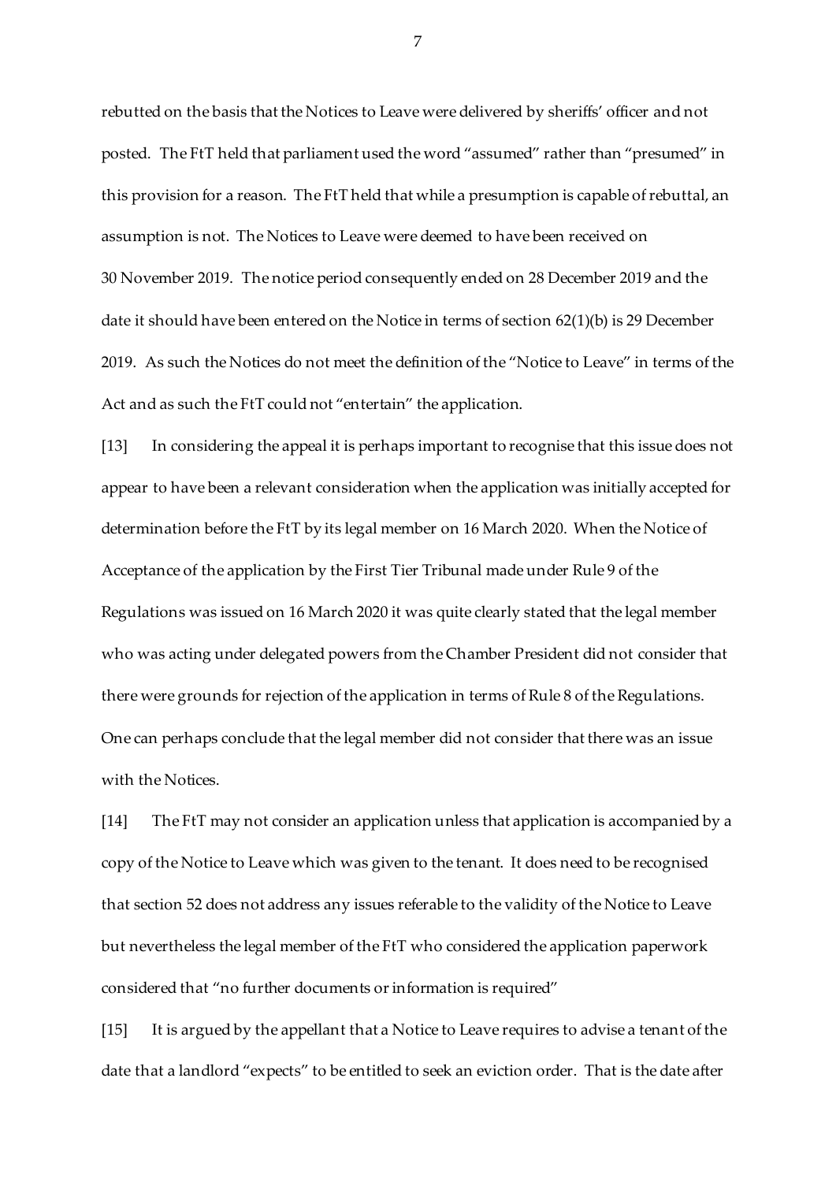rebutted on the basis that the Notices to Leave were delivered by sheriffs' officer and not posted. The FtT held that parliament used the word "assumed" rather than "presumed" in this provision for a reason. The FtT held that while a presumption is capable of rebuttal, an assumption is not. The Notices to Leave were deemed to have been received on 30 November 2019. The notice period consequently ended on 28 December 2019 and the date it should have been entered on the Notice in terms of section 62(1)(b) is 29 December 2019. As such the Notices do not meet the definition of the "Notice to Leave" in terms of the Act and as such the FtT could not "entertain" the application.

[13] In considering the appeal it is perhaps important to recognise that this issue does not appear to have been a relevant consideration when the application was initially accepted for determination before the FtT by its legal member on 16 March 2020. When the Notice of Acceptance of the application by the First Tier Tribunal made under Rule 9 of the Regulations was issued on 16 March 2020 it was quite clearly stated that the legal member who was acting under delegated powers from the Chamber President did not consider that there were grounds for rejection of the application in terms of Rule 8 of the Regulations. One can perhaps conclude that the legal member did not consider that there was an issue with the Notices.

[14] The FtT may not consider an application unless that application is accompanied by a copy of the Notice to Leave which was given to the tenant. It does need to be recognised that section 52 does not address any issues referable to the validity of the Notice to Leave but nevertheless the legal member of the FtT who considered the application paperwork considered that "no further documents or information is required"

[15] It is argued by the appellant that a Notice to Leave requires to advise a tenant of the date that a landlord "expects" to be entitled to seek an eviction order. That is the date after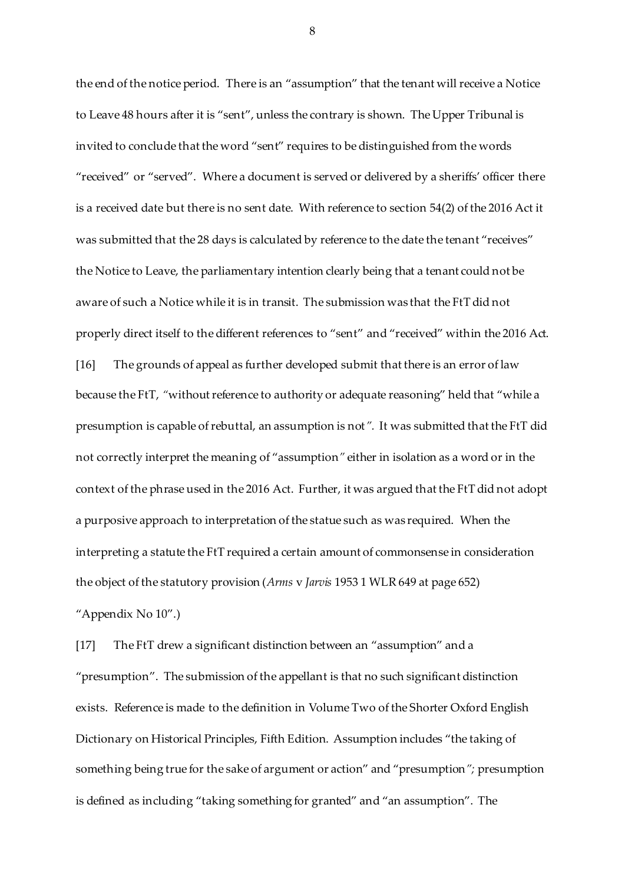the end of the notice period. There is an "assumption" that the tenant will receive a Notice to Leave 48 hours after it is "sent", unless the contrary is shown. The Upper Tribunal is invited to conclude that the word "sent" requires to be distinguished from the words "received" or "served". Where a document is served or delivered by a sheriffs' officer there is a received date but there is no sent date. With reference to section 54(2) of the 2016 Act it was submitted that the 28 days is calculated by reference to the date the tenant "receives" the Notice to Leave, the parliamentary intention clearly being that a tenant could not be aware of such a Notice while it is in transit. The submission was that the FtT did not properly direct itself to the different references to "sent" and "received" within the 2016 Act.

[16] The grounds of appeal as further developed submit that there is an error of law because the FtT, "without reference to authority or adequate reasoning" held that "while a presumption is capable of rebuttal, an assumption is not". It was submitted that the FtT did not correctly interpret the meaning of "assumption" either in isolation as a word or in the context of the phrase used in the 2016 Act. Further, it was argued that the FtT did not adopt a purposive approach to interpretation of the statue such as was required. When the interpreting a statute the FtT required a certain amount of commonsense in consideration the object of the statutory provision (*Arms* v *Jarvis* 1953 1 WLR 649 at page 652) "Appendix No 10".)

[17] The FtT drew a significant distinction between an "assumption" and a "presumption". The submission of the appellant is that no such significant distinction exists. Reference is made to the definition in Volume Two of the Shorter Oxford English Dictionary on Historical Principles, Fifth Edition. Assumption includes "the taking of something being true for the sake of argument or action" and "presumption"; presumption is defined as including "taking something for granted" and "an assumption". The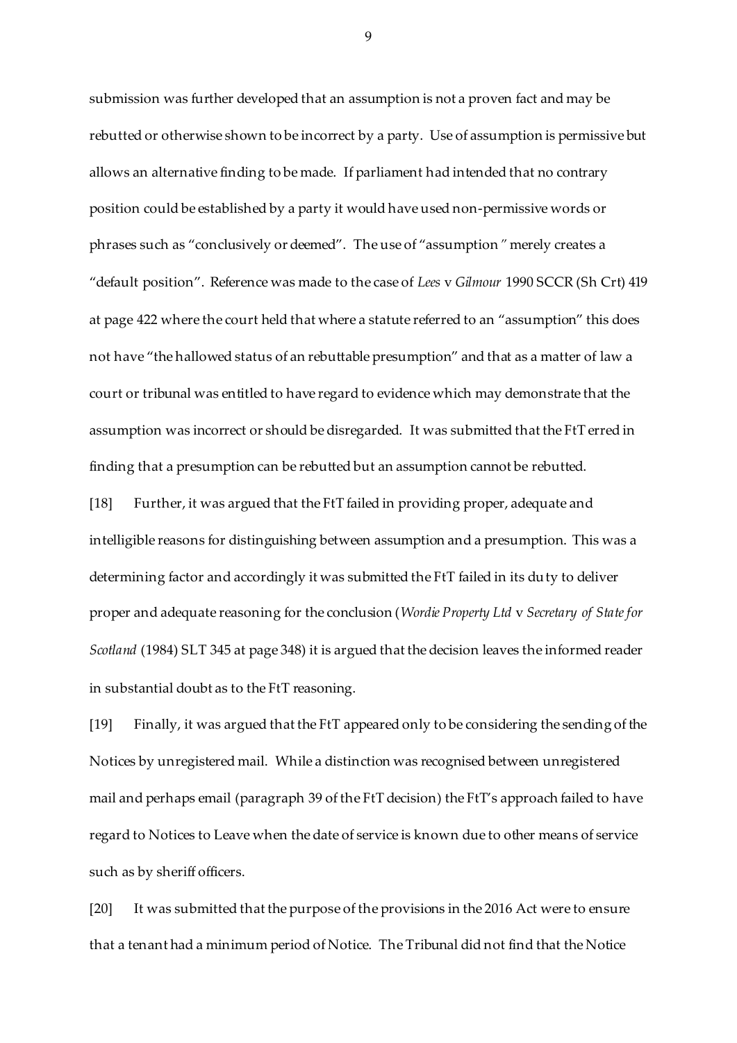submission was further developed that an assumption is not a proven fact and may be rebutted or otherwise shown to be incorrect by a party. Use of assumption is permissive but allows an alternative finding to be made. If parliament had intended that no contrary position could be established by a party it would have used non-permissive words or phrases such as "conclusively or deemed". The use of "assumption" merely creates a "default position". Reference was made to the case of *Lees* v *Gilmour* 1990 SCCR (Sh Crt) 419 at page 422 where the court held that where a statute referred to an "assumption" this does not have "the hallowed status of an rebuttable presumption" and that as a matter of law a court or tribunal was entitled to have regard to evidence which may demonstrate that the assumption was incorrect or should be disregarded. It was submitted that the FtT erred in finding that a presumption can be rebutted but an assumption cannot be rebutted.

[18] Further, it was argued that the FtT failed in providing proper, adequate and intelligible reasons for distinguishing between assumption and a presumption. This was a determining factor and accordingly it was submitted the FtT failed in its duty to deliver proper and adequate reasoning for the conclusion (*Wordie Property Ltd* v *Secretary of State for Scotland* (1984) SLT 345 at page 348) it is argued that the decision leaves the informed reader in substantial doubt as to the FtT reasoning.

[19] Finally, it was argued that the FtT appeared only to be considering the sending of the Notices by unregistered mail. While a distinction was recognised between unregistered mail and perhaps email (paragraph 39 of the FtT decision) the FtT's approach failed to have regard to Notices to Leave when the date of service is known due to other means of service such as by sheriff officers.

[20] It was submitted that the purpose of the provisions in the 2016 Act were to ensure that a tenant had a minimum period of Notice. The Tribunal did not find that the Notice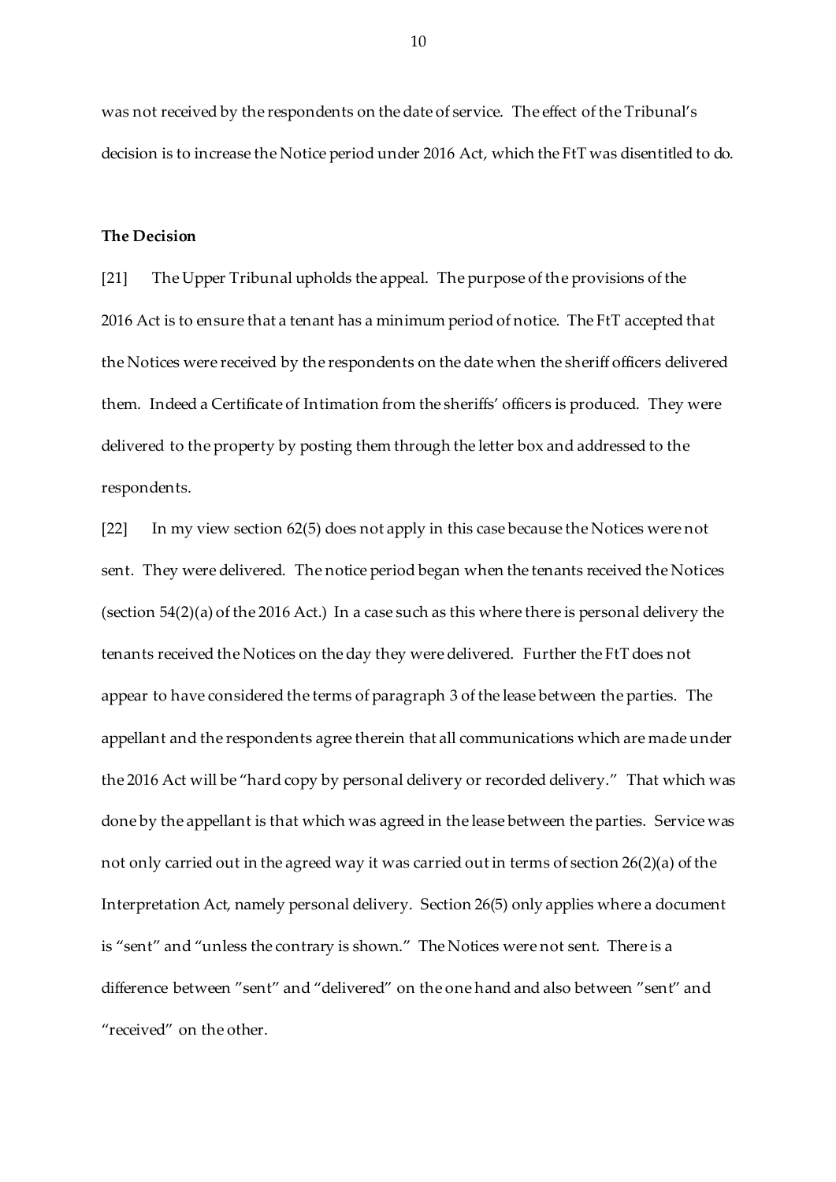was not received by the respondents on the date of service. The effect of the Tribunal's decision is to increase the Notice period under 2016 Act, which the FtT was disentitled to do.

**The Decision**

[21] The Upper Tribunal upholds the appeal. The purpose of the provisions of the 2016 Act is to ensure that a tenant has a minimum period of notice. The FtT accepted that the Notices were received by the respondents on the date when the sheriff officers delivered them. Indeed a Certificate of Intimation from the sheriffs' officers is produced. They were delivered to the property by posting them through the letter box and addressed to the respondents.

[22] In my view section 62(5) does not apply in this case because the Notices were not sent. They were delivered. The notice period began when the tenants received the Notices (section 54(2)(a) of the 2016 Act.) In a case such as this where there is personal delivery the tenants received the Notices on the day they were delivered. Further the FtT does not appear to have considered the terms of paragraph 3 of the lease between the parties. The appellant and the respondents agree therein that all communications which are made under the 2016 Act will be "hard copy by personal delivery or recorded delivery." That which was done by the appellant is that which was agreed in the lease between the parties. Service was not only carried out in the agreed way it was carried out in terms of section 26(2)(a) of the Interpretation Act, namely personal delivery. Section 26(5) only applies where a document is "sent" and "unless the contrary is shown." The Notices were not sent. There is a difference between "sent" and "delivered" on the one hand and also between "sent" and "received" on the other.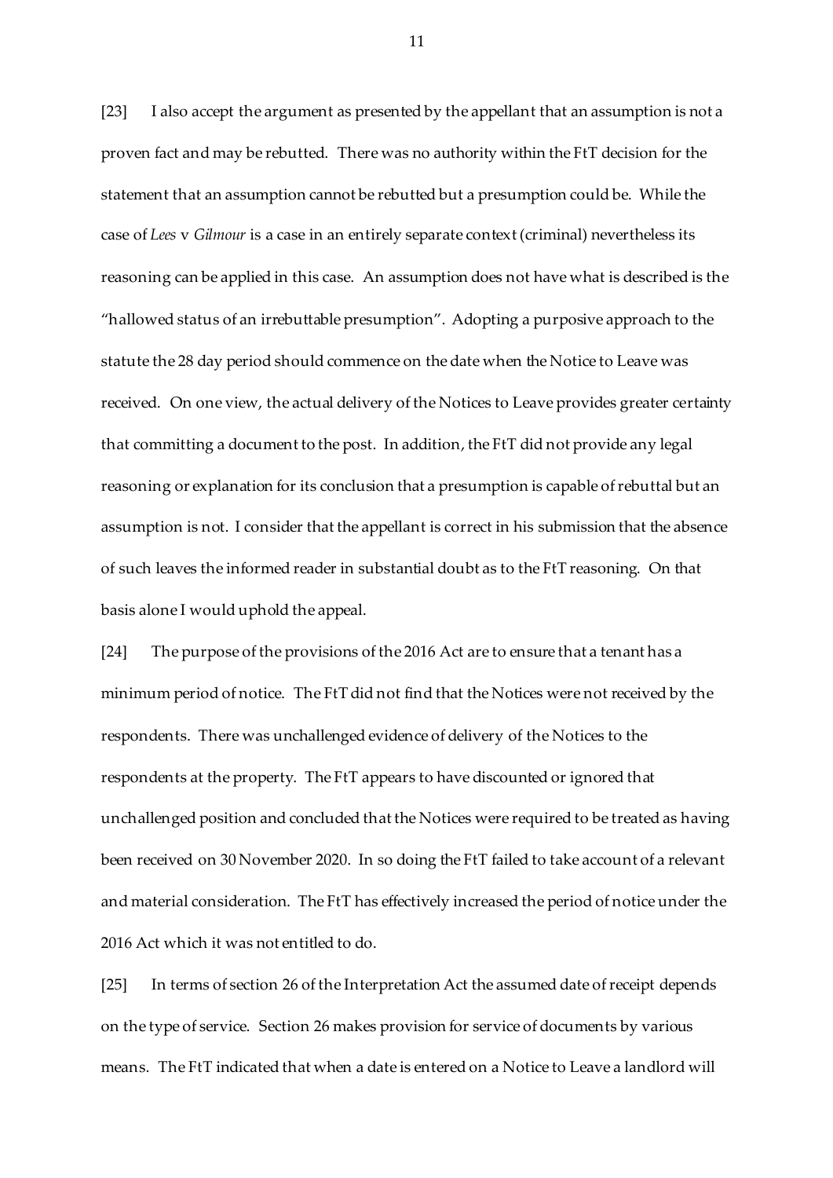[23] I also accept the argument as presented by the appellant that an assumption is not a proven fact and may be rebutted. There was no authority within the FtT decision for the statement that an assumption cannot be rebutted but a presumption could be. While the case of *Lees* v *Gilmour* is a case in an entirely separate context (criminal) nevertheless its reasoning can be applied in this case. An assumption does not have what is described is the "hallowed status of an irrebuttable presumption". Adopting a purposive approach to the statute the 28 day period should commence on the date when the Notice to Leave was received. On one view, the actual delivery of the Notices to Leave provides greater certainty that committing a document to the post. In addition, the FtT did not provide any legal reasoning or explanation for its conclusion that a presumption is capable of rebuttal but an assumption is not. I consider that the appellant is correct in his submission that the absence of such leaves the informed reader in substantial doubt as to the FtT reasoning. On that basis alone I would uphold the appeal.

[24] The purpose of the provisions of the 2016 Act are to ensure that a tenant has a minimum period of notice. The FtT did not find that the Notices were not received by the respondents. There was unchallenged evidence of delivery of the Notices to the respondents at the property. The FtT appears to have discounted or ignored that unchallenged position and concluded that the Notices were required to be treated as having been received on 30 November 2020. In so doing the FtT failed to take account of a relevant and material consideration. The FtT has effectively increased the period of notice under the 2016 Act which it was not entitled to do.

[25] In terms of section 26 of the Interpretation Act the assumed date of receipt depends on the type of service. Section 26 makes provision for service of documents by various means. The FtT indicated that when a date is entered on a Notice to Leave a landlord will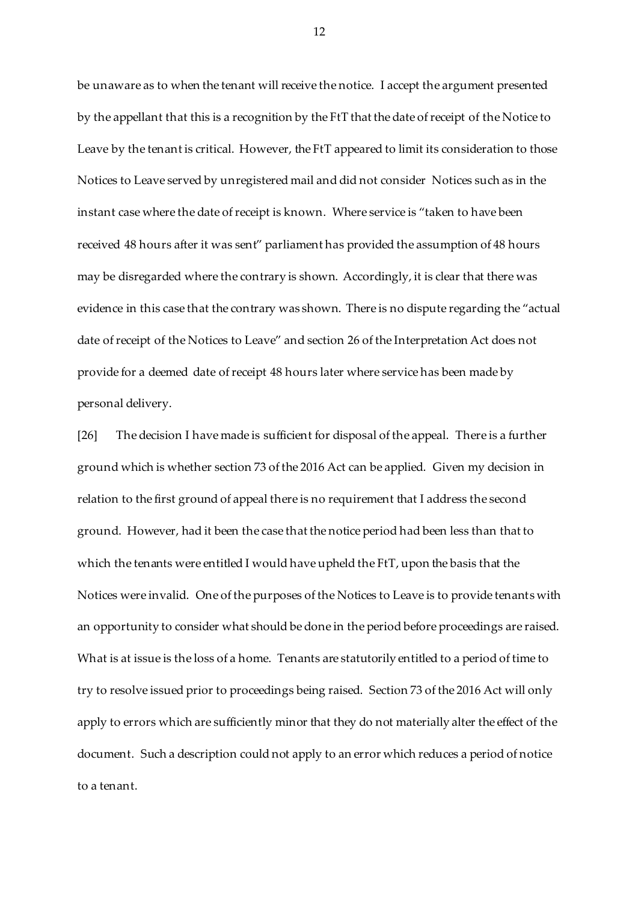be unaware as to when the tenant will receive the notice. I accept the argument presented by the appellant that this is a recognition by the FtT that the date of receipt of the Notice to Leave by the tenant is critical. However, the FtT appeared to limit its consideration to those Notices to Leave served by unregistered mail and did not consider Notices such as in the instant case where the date of receipt is known. Where service is "taken to have been received 48 hours after it was sent" parliament has provided the assumption of 48 hours may be disregarded where the contrary is shown. Accordingly, it is clear that there was evidence in this case that the contrary was shown. There is no dispute regarding the "actual date of receipt of the Notices to Leave" and section 26 of the Interpretation Act does not provide for a deemed date of receipt 48 hours later where service has been made by personal delivery.

[26] The decision I have made is sufficient for disposal of the appeal. There is a further ground which is whether section 73 of the 2016 Act can be applied. Given my decision in relation to the first ground of appeal there is no requirement that I address the second ground. However, had it been the case that the notice period had been less than that to which the tenants were entitled I would have upheld the FtT, upon the basis that the Notices were invalid. One of the purposes of the Notices to Leave is to provide tenants with an opportunity to consider what should be done in the period before proceedings are raised. What is at issue is the loss of a home. Tenants are statutorily entitled to a period of time to try to resolve issued prior to proceedings being raised. Section 73 of the 2016 Act will only apply to errors which are sufficiently minor that they do not materially alter the effect of the document. Such a description could not apply to an error which reduces a period of notice to a tenant.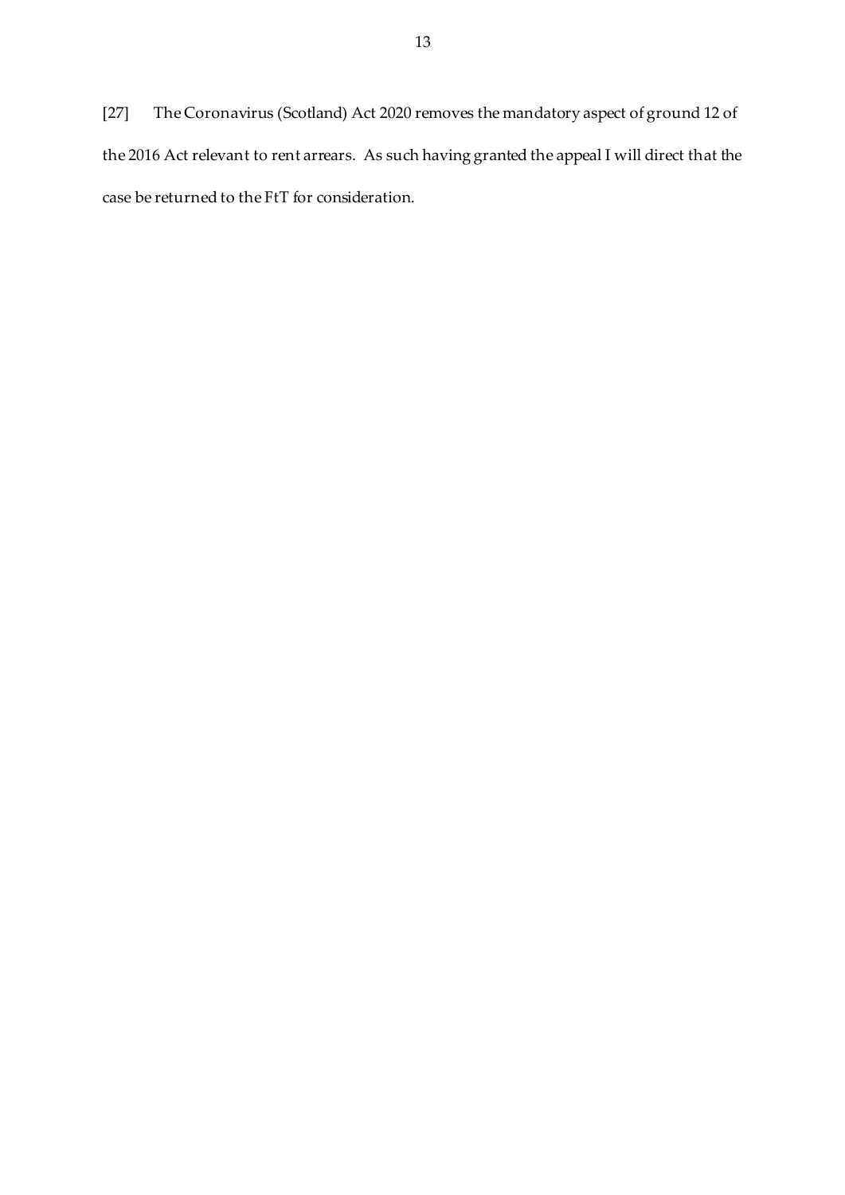[27] The Coronavirus (Scotland) Act 2020 removes the mandatory aspect of ground 12 of the 2016 Act relevant to rent arrears. As such having granted the appeal I will direct that the case be returned to the FtT for consideration.